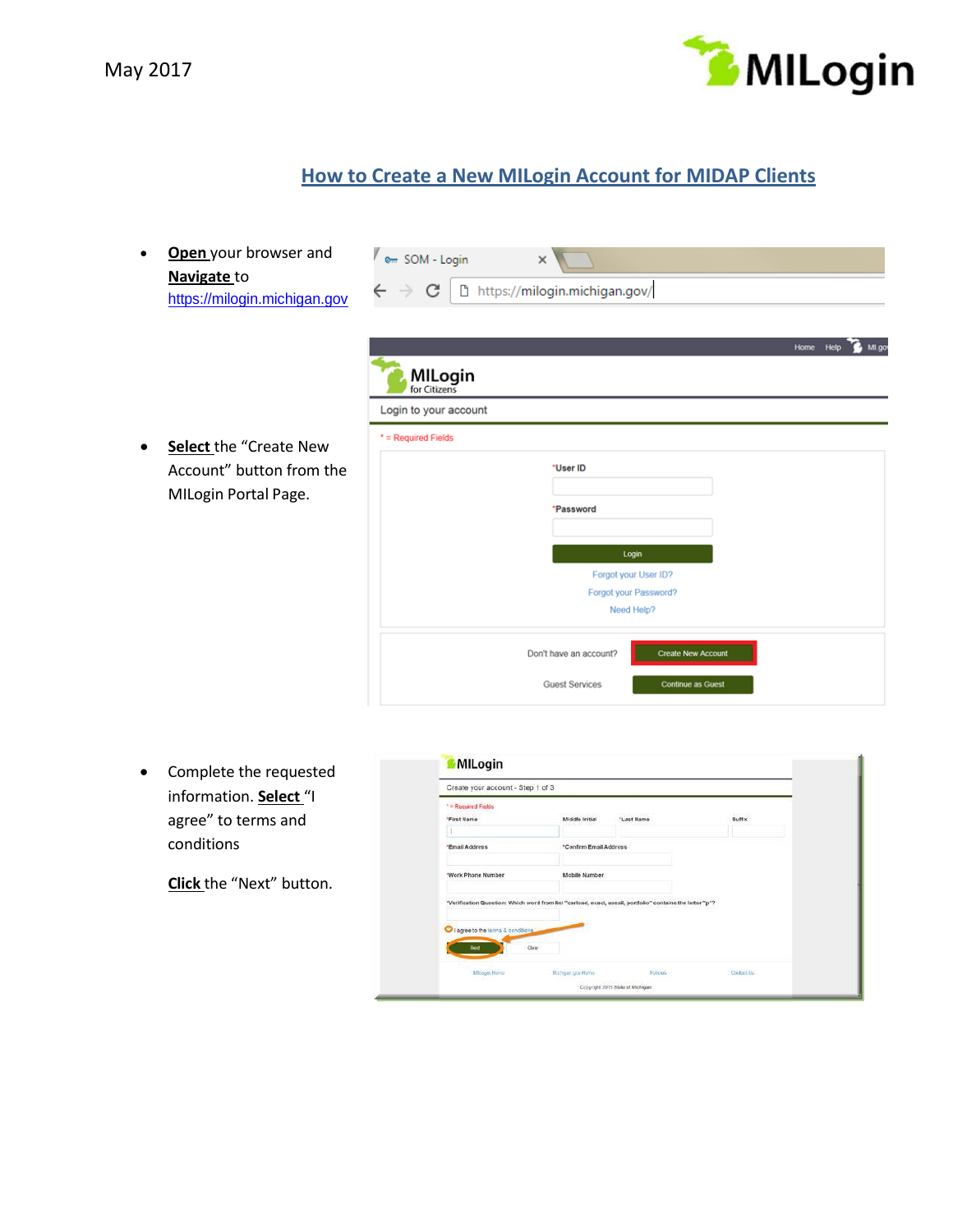May 2017

# How to Create a New MILogin Account for MIDAP Clients

- **Open** your browser and **Navigate** to https://milogin.michigan.gov

- **Select** the "Create New Account" button from the MILogin Portal Page.

- Complete the requested information. **Select** "I agree" to terms and conditions

  **Click** the "Next" button.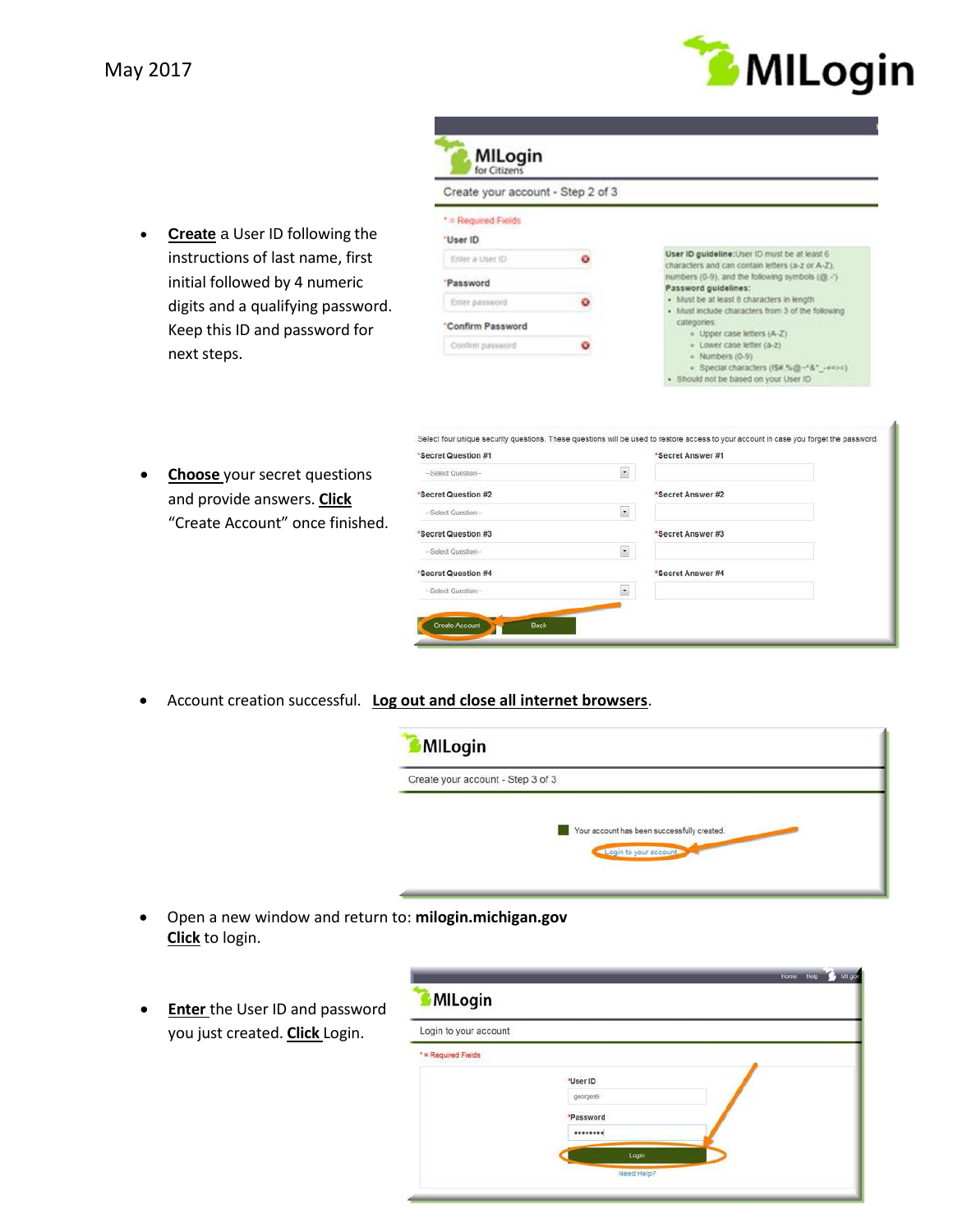May 2017

- **Create** a User ID following the instructions of last name, first initial followed by 4 numeric digits and a qualifying password. Keep this ID and password for next steps.

- **Choose** your secret questions and provide answers. **Click** "Create Account" once finished.

- Account creation successful. **Log out and close all internet browsers**.

- Open a new window and return to: **milogin.michigan.gov**
  **Click** to login.

- **Enter** the User ID and password you just created. **Click** Login.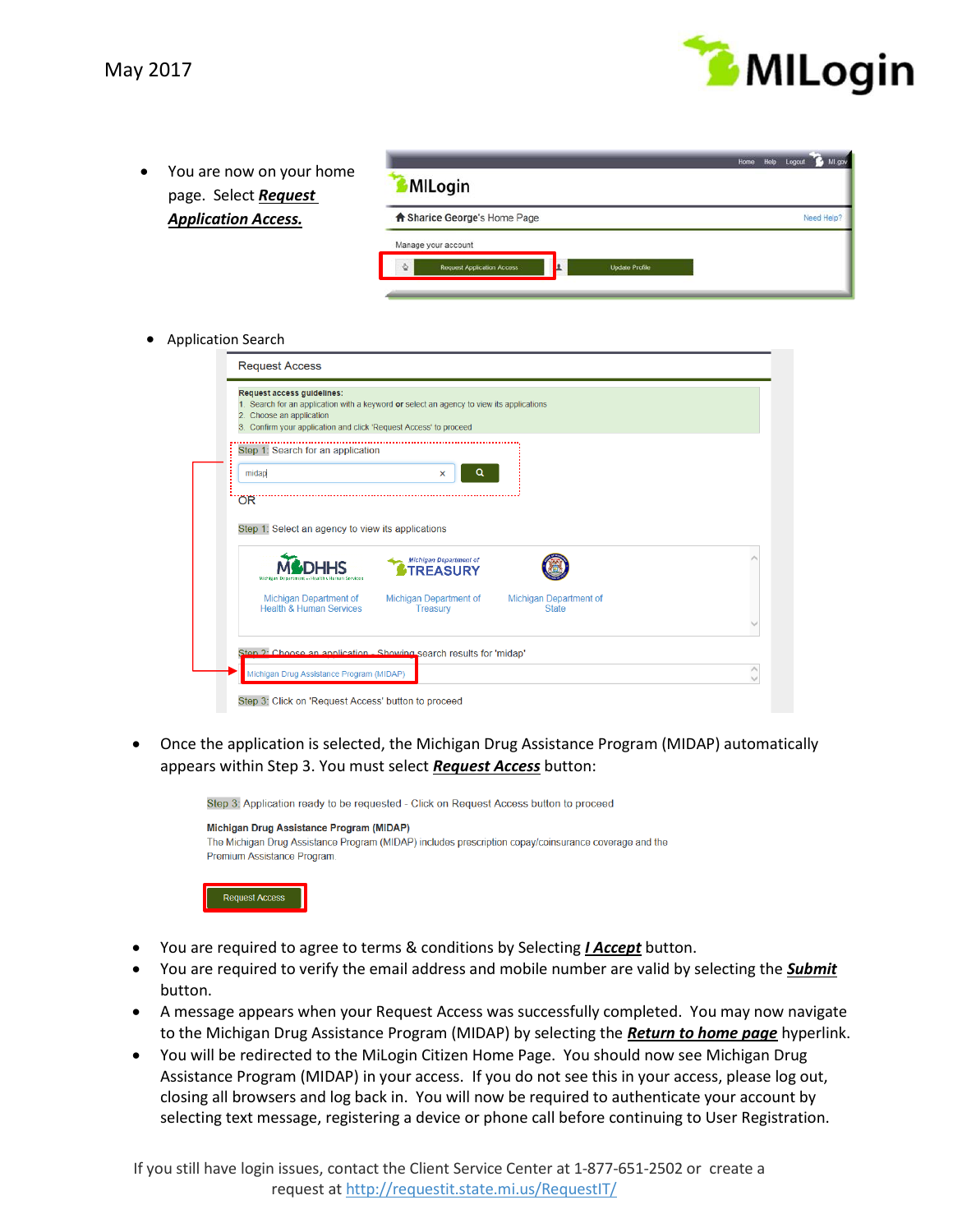May 2017

- You are now on your home page. Select ***Request Application Access.***

- Application Search

- Once the application is selected, the Michigan Drug Assistance Program (MIDAP) automatically appears within Step 3. You must select ***Request Access*** button:

- You are required to agree to terms & conditions by Selecting ***I Accept*** button.
- You are required to verify the email address and mobile number are valid by selecting the ***Submit*** button.
- A message appears when your Request Access was successfully completed. You may now navigate to the Michigan Drug Assistance Program (MIDAP) by selecting the ***Return to home page*** hyperlink.
- You will be redirected to the MiLogin Citizen Home Page. You should now see Michigan Drug Assistance Program (MIDAP) in your access. If you do not see this in your access, please log out, closing all browsers and log back in. You will now be required to authenticate your account by selecting text message, registering a device or phone call before continuing to User Registration.

If you still have login issues, contact the Client Service Center at 1-877-651-2502 or create a request at http://requestit.state.mi.us/RequestIT/